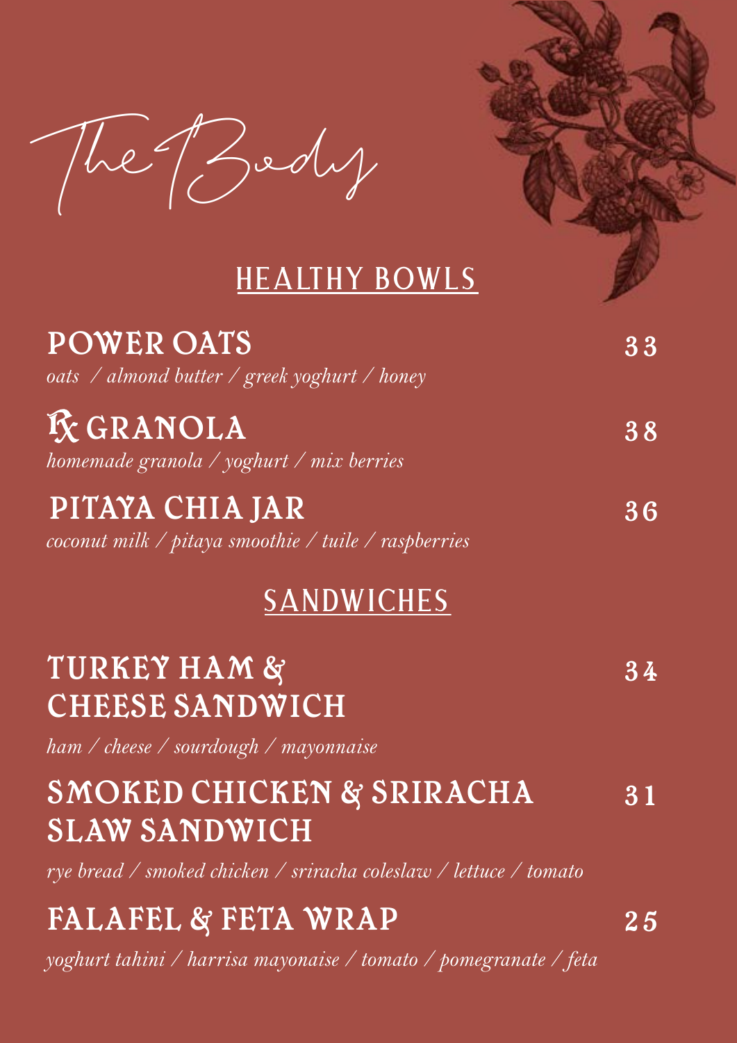# The Body

## HEALTHY BOWLS

### POWER OATS — 33
*oats / almond butter / greek yoghurt / honey*

### ℞ GRANOLA — 38
*homemade granola / yoghurt / mix berries*

### PITAYA CHIA JAR — 36
*coconut milk / pitaya smoothie / tuile / raspberries*

## SANDWICHES

### TURKEY HAM & CHEESE SANDWICH — 34
*ham / cheese / sourdough / mayonnaise*

### SMOKED CHICKEN & SRIRACHA SLAW SANDWICH — 31
*rye bread / smoked chicken / sriracha coleslaw / lettuce / tomato*

### FALAFEL & FETA WRAP — 25
*yoghurt tahini / harrisa mayonaise / tomato / pomegranate / feta*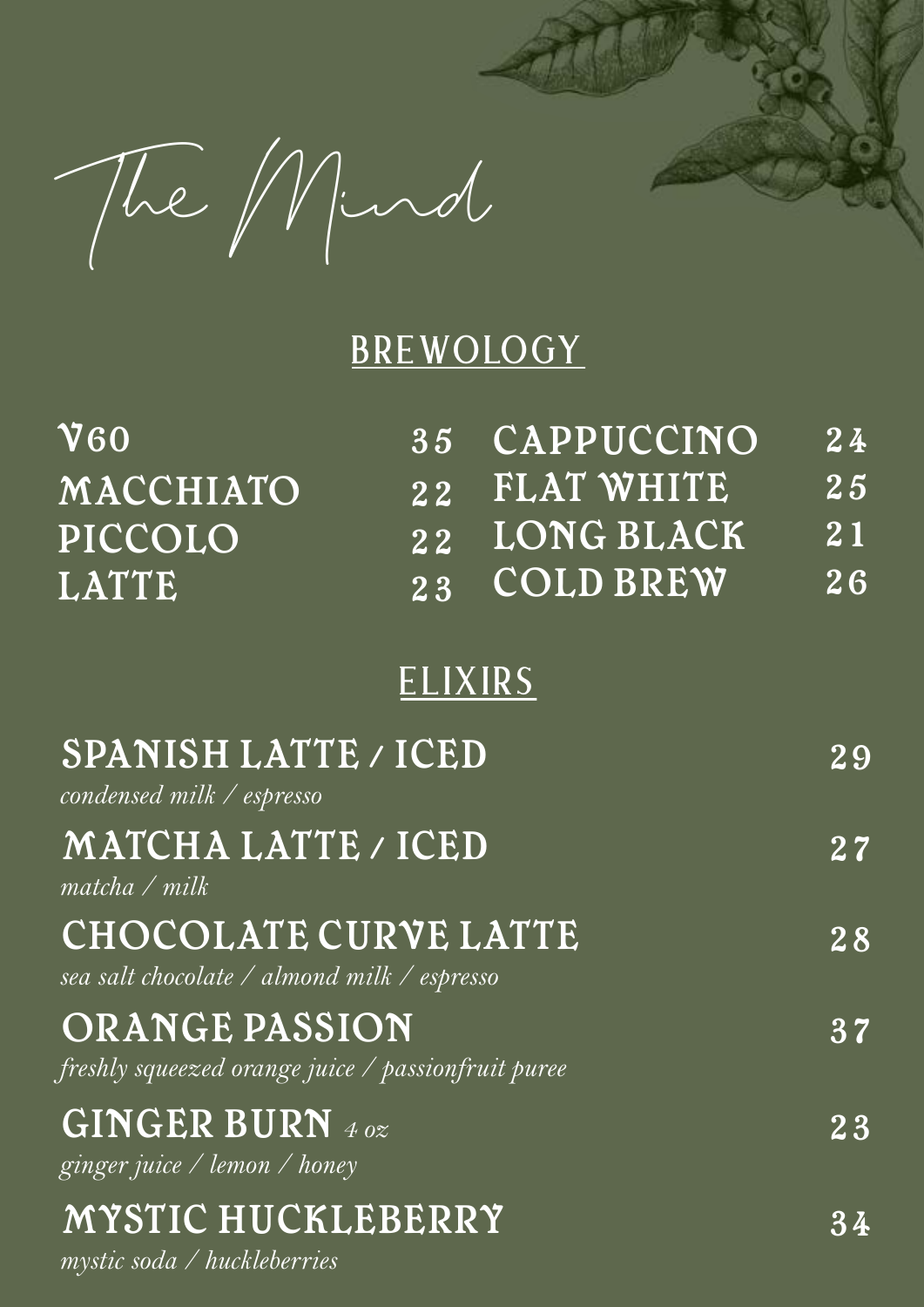# The Mind

## BREWOLOGY

| Item | Price |
|---|---|
| V60 | 35 |
| MACCHIATO | 22 |
| PICCOLO | 22 |
| LATTE | 23 |
| CAPPUCCINO | 24 |
| FLAT WHITE | 25 |
| LONG BLACK | 21 |
| COLD BREW | 26 |

## ELIXIRS

**SPANISH LATTE / ICED** — 29
*condensed milk / espresso*

**MATCHA LATTE / ICED** — 27
*matcha / milk*

**CHOCOLATE CURVE LATTE** — 28
*sea salt chocolate / almond milk / espresso*

**ORANGE PASSION** — 37
*freshly squeezed orange juice / passionfruit puree*

**GINGER BURN** *4 oz* — 23
*ginger juice / lemon / honey*

**MYSTIC HUCKLEBERRY** — 34
*mystic soda / huckleberries*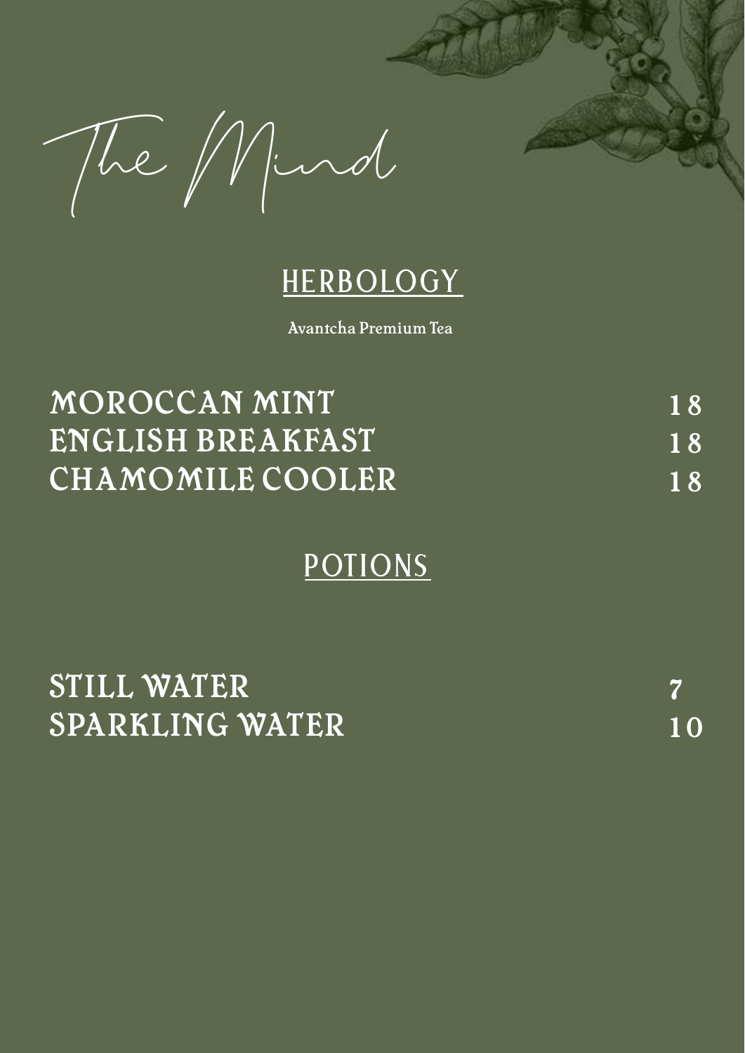# The Mind

## HERBOLOGY

Avantcha Premium Tea

| | |
|---|---|
| MOROCCAN MINT | 18 |
| ENGLISH BREAKFAST | 18 |
| CHAMOMILE COOLER | 18 |

## POTIONS

| | |
|---|---|
| STILL WATER | 7 |
| SPARKLING WATER | 10 |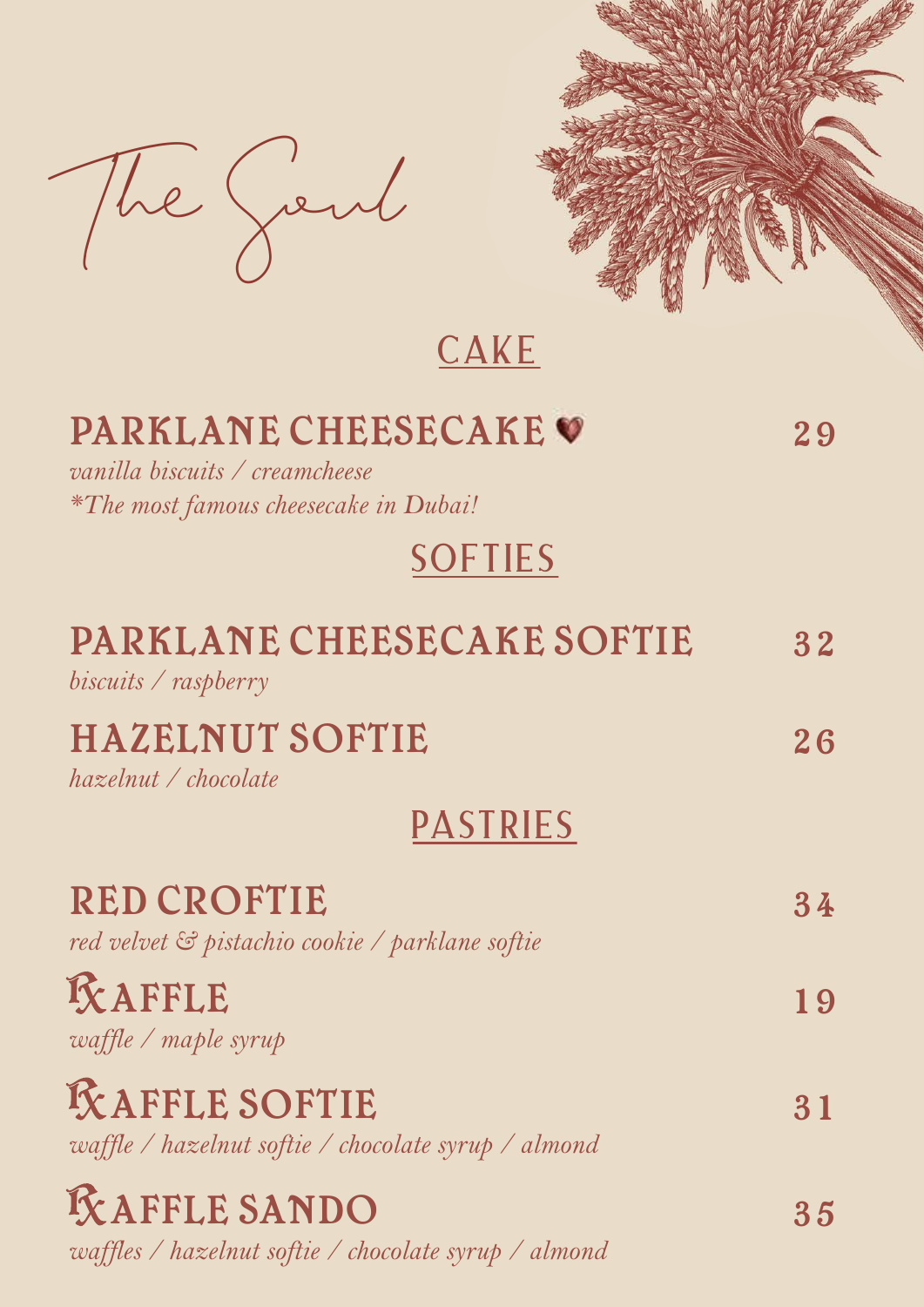# The Soul

## CAKE

### PARKLANE CHEESECAKE 29

*vanilla biscuits / creamcheese*
*\*The most famous cheesecake in Dubai!*

## SOFTIES

### PARKLANE CHEESECAKE SOFTIE 32

*biscuits / raspberry*

### HAZELNUT SOFTIE 26

*hazelnut / chocolate*

## PASTRIES

### RED CROFTIE 34

*red velvet & pistachio cookie / parklane softie*

### RXAFFLE 19

*waffle / maple syrup*

### RXAFFLE SOFTIE 31

*waffle / hazelnut softie / chocolate syrup / almond*

### RXAFFLE SANDO 35

*waffles / hazelnut softie / chocolate syrup / almond*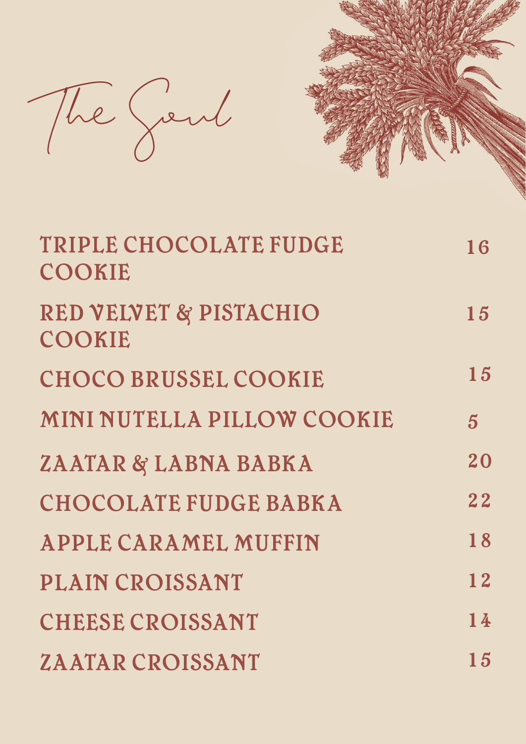# The Soul

| | |
|---|---|
| TRIPLE CHOCOLATE FUDGE COOKIE | 16 |
| RED VELVET & PISTACHIO COOKIE | 15 |
| CHOCO BRUSSEL COOKIE | 15 |
| MINI NUTELLA PILLOW COOKIE | 5 |
| ZAATAR & LABNA BABKA | 20 |
| CHOCOLATE FUDGE BABKA | 22 |
| APPLE CARAMEL MUFFIN | 18 |
| PLAIN CROISSANT | 12 |
| CHEESE CROISSANT | 14 |
| ZAATAR CROISSANT | 15 |